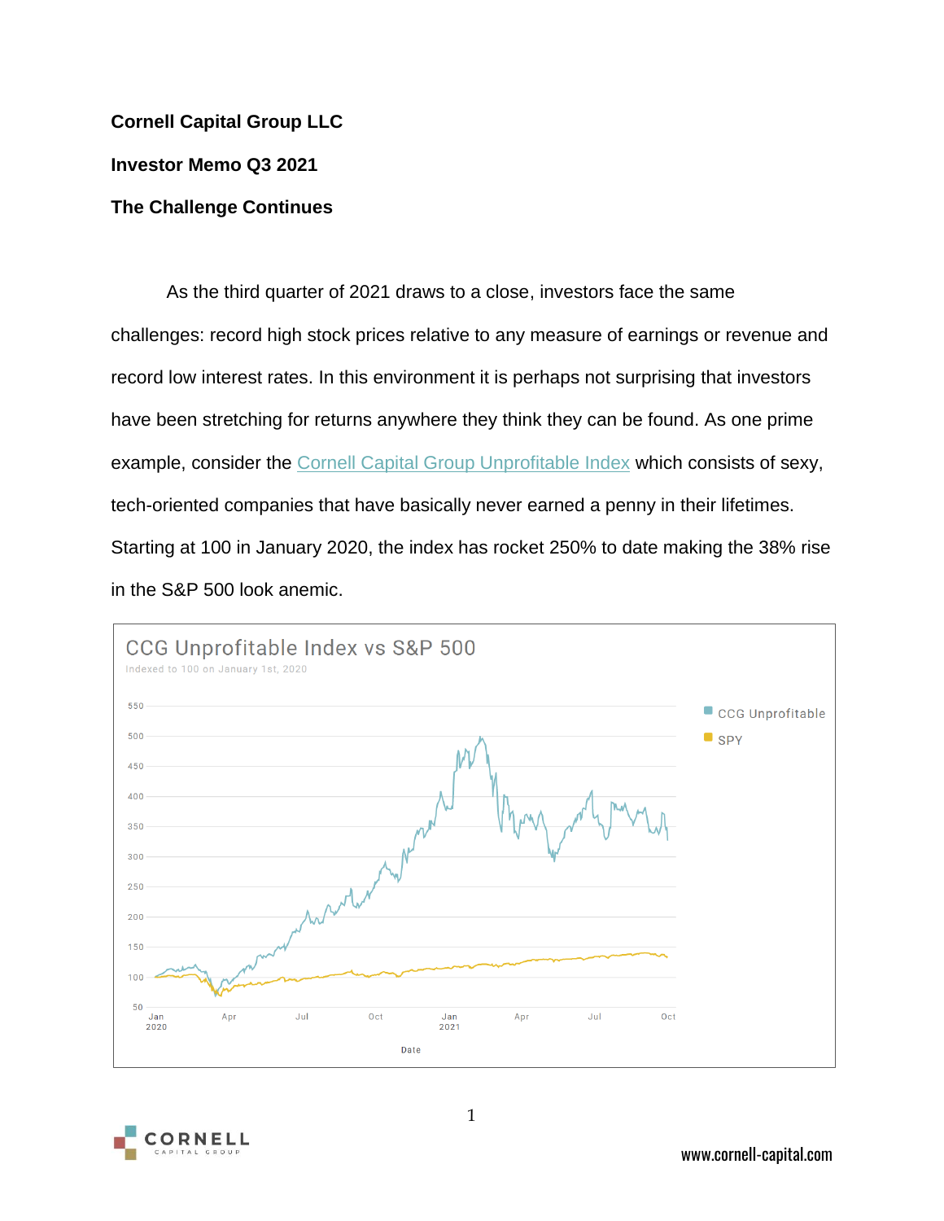**Cornell Capital Group LLC**

**Investor Memo Q3 2021**

**The Challenge Continues**

As the third quarter of 2021 draws to a close, investors face the same challenges: record high stock prices relative to any measure of earnings or revenue and record low interest rates. In this environment it is perhaps not surprising that investors have been stretching for returns anywhere they think they can be found. As one prime example, consider the [Cornell Capital Group Unprofitable Index]() which consists of sexy, tech-oriented companies that have basically never earned a penny in their lifetimes. Starting at 100 in January 2020, the index has rocket 250% to date making the 38% rise in the S&P 500 look anemic.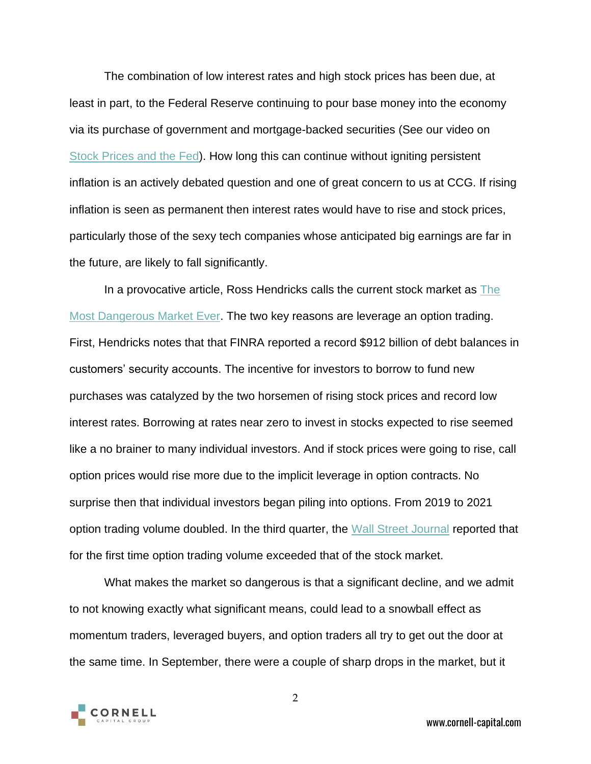The combination of low interest rates and high stock prices has been due, at least in part, to the Federal Reserve continuing to pour base money into the economy via its purchase of government and mortgage-backed securities (See our video on Stock Prices and the Fed). How long this can continue without igniting persistent inflation is an actively debated question and one of great concern to us at CCG. If rising inflation is seen as permanent then interest rates would have to rise and stock prices, particularly those of the sexy tech companies whose anticipated big earnings are far in the future, are likely to fall significantly.

In a provocative article, Ross Hendricks calls the current stock market as The Most Dangerous Market Ever. The two key reasons are leverage an option trading. First, Hendricks notes that that FINRA reported a record $912 billion of debt balances in customers' security accounts. The incentive for investors to borrow to fund new purchases was catalyzed by the two horsemen of rising stock prices and record low interest rates. Borrowing at rates near zero to invest in stocks expected to rise seemed like a no brainer to many individual investors. And if stock prices were going to rise, call option prices would rise more due to the implicit leverage in option contracts. No surprise then that individual investors began piling into options. From 2019 to 2021 option trading volume doubled. In the third quarter, the Wall Street Journal reported that for the first time option trading volume exceeded that of the stock market.

What makes the market so dangerous is that a significant decline, and we admit to not knowing exactly what significant means, could lead to a snowball effect as momentum traders, leveraged buyers, and option traders all try to get out the door at the same time. In September, there were a couple of sharp drops in the market, but it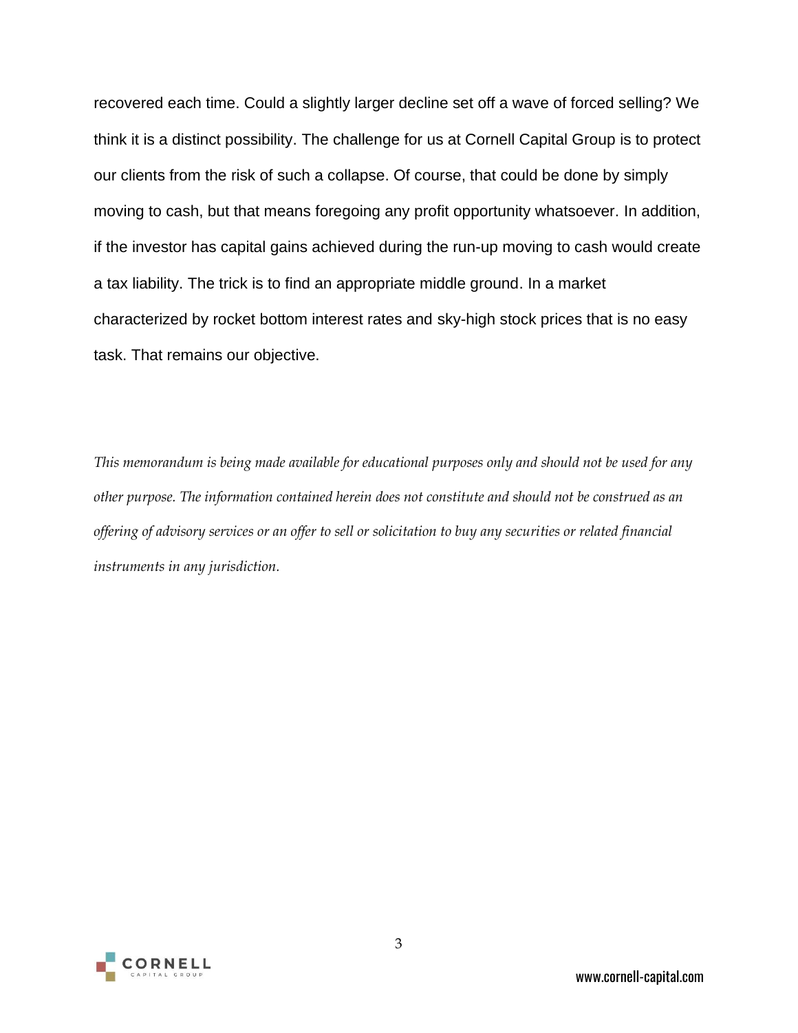recovered each time. Could a slightly larger decline set off a wave of forced selling? We think it is a distinct possibility. The challenge for us at Cornell Capital Group is to protect our clients from the risk of such a collapse. Of course, that could be done by simply moving to cash, but that means foregoing any profit opportunity whatsoever. In addition, if the investor has capital gains achieved during the run-up moving to cash would create a tax liability. The trick is to find an appropriate middle ground. In a market characterized by rocket bottom interest rates and sky-high stock prices that is no easy task. That remains our objective.

*This memorandum is being made available for educational purposes only and should not be used for any other purpose. The information contained herein does not constitute and should not be construed as an offering of advisory services or an offer to sell or solicitation to buy any securities or related financial instruments in any jurisdiction.*